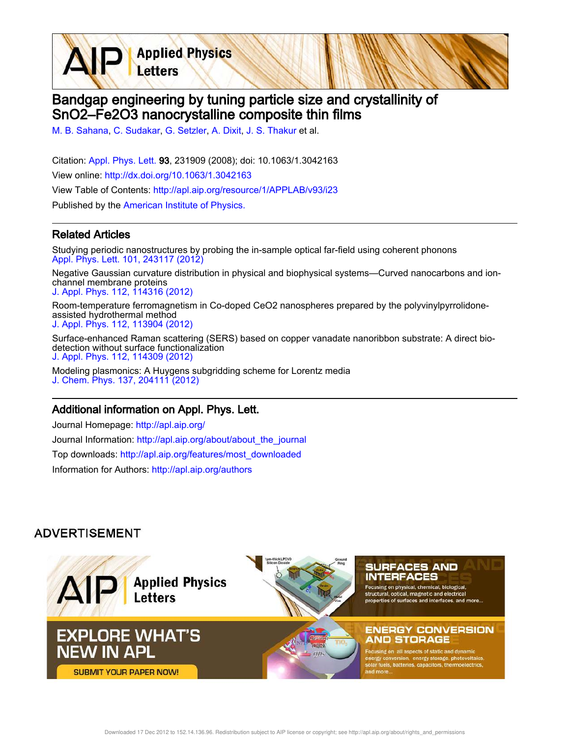# Bandgap engineering by tuning particle size and crystallinity of SnO2–Fe2O3 nanocrystalline composite thin films

M. B. Sahana, C. Sudakar, G. Setzler, A. Dixit, J. S. Thakur et al.

Citation: Appl. Phys. Lett. **93**, 231909 (2008); doi: 10.1063/1.3042163

View online: http://dx.doi.org/10.1063/1.3042163

View Table of Contents: http://apl.aip.org/resource/1/APPLAB/v93/i23

Published by the American Institute of Physics.

## Related Articles

Studying periodic nanostructures by probing the in-sample optical far-field using coherent phonons
Appl. Phys. Lett. 101, 243117 (2012)

Negative Gaussian curvature distribution in physical and biophysical systems—Curved nanocarbons and ion-channel membrane proteins
J. Appl. Phys. 112, 114316 (2012)

Room-temperature ferromagnetism in Co-doped CeO2 nanospheres prepared by the polyvinylpyrrolidone-assisted hydrothermal method
J. Appl. Phys. 112, 113904 (2012)

Surface-enhanced Raman scattering (SERS) based on copper vanadate nanoribbon substrate: A direct bio-detection without surface functionalization
J. Appl. Phys. 112, 114309 (2012)

Modeling plasmonics: A Huygens subgridding scheme for Lorentz media
J. Chem. Phys. 137, 204111 (2012)

## Additional information on Appl. Phys. Lett.

Journal Homepage: http://apl.aip.org/

Journal Information: http://apl.aip.org/about/about_the_journal

Top downloads: http://apl.aip.org/features/most_downloaded

Information for Authors: http://apl.aip.org/authors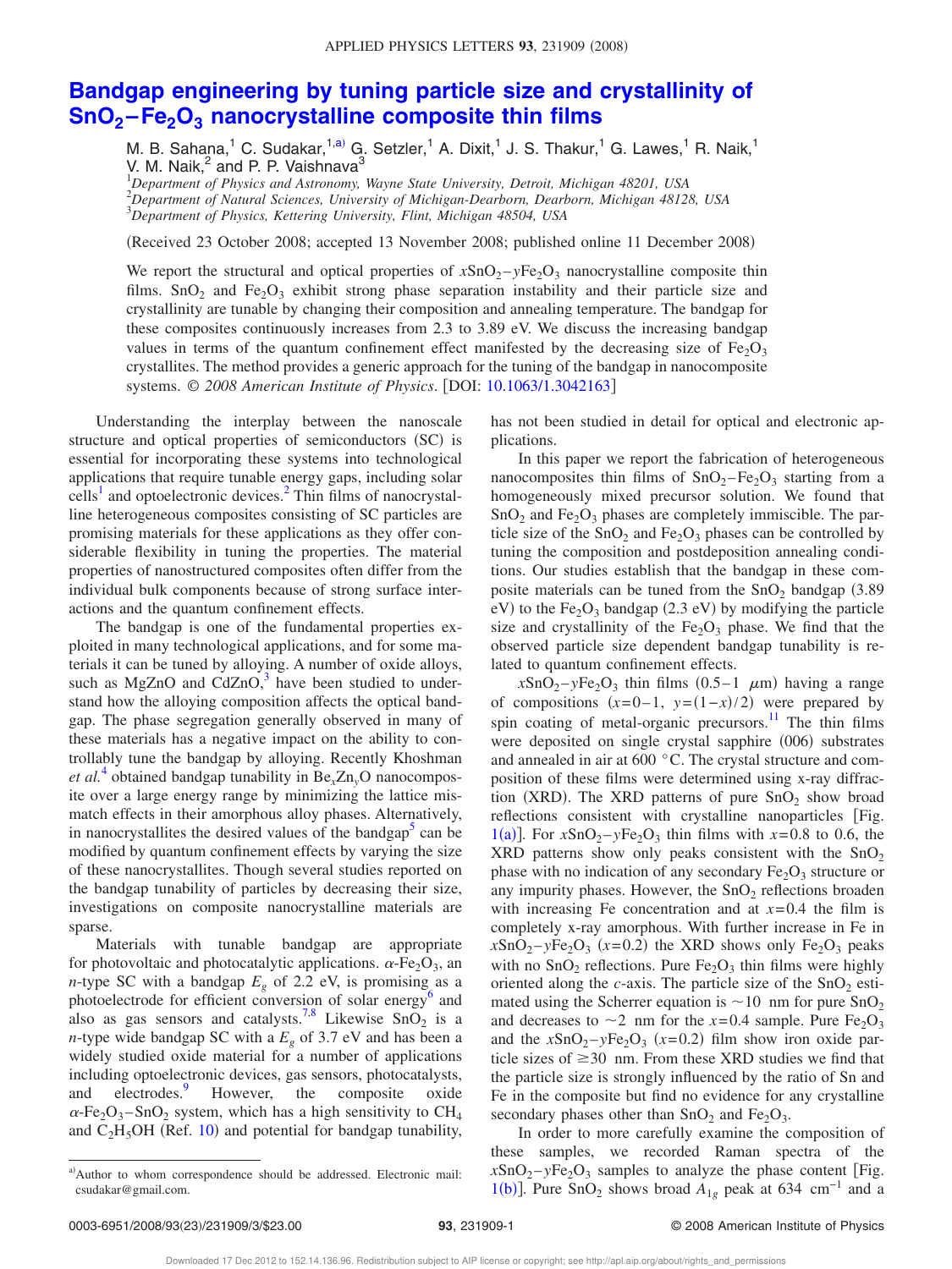# Bandgap engineering by tuning particle size and crystallinity of $SnO_2$–$Fe_2O_3$ nanocrystalline composite thin films

M. B. Sahana,[1] C. Sudakar,[1,a)] G. Setzler,[1] A. Dixit,[1] J. S. Thakur,[1] G. Lawes,[1] R. Naik,[1] V. M. Naik,[2] and P. P. Vaishnava[3]

[1]*Department of Physics and Astronomy, Wayne State University, Detroit, Michigan 48201, USA*
[2]*Department of Natural Sciences, University of Michigan-Dearborn, Dearborn, Michigan 48128, USA*
[3]*Department of Physics, Kettering University, Flint, Michigan 48504, USA*

(Received 23 October 2008; accepted 13 November 2008; published online 11 December 2008)

We report the structural and optical properties of $x$SnO$_2$–$y$Fe$_2$O$_3$ nanocrystalline composite thin films. $SnO_2$ and $Fe_2O_3$ exhibit strong phase separation instability and their particle size and crystallinity are tunable by changing their composition and annealing temperature. The bandgap for these composites continuously increases from 2.3 to 3.89 eV. We discuss the increasing bandgap values in terms of the quantum confinement effect manifested by the decreasing size of $Fe_2O_3$ crystallites. The method provides a generic approach for the tuning of the bandgap in nanocomposite systems. *© 2008 American Institute of Physics*. [DOI: 10.1063/1.3042163]

Understanding the interplay between the nanoscale structure and optical properties of semiconductors (SC) is essential for incorporating these systems into technological applications that require tunable energy gaps, including solar cells[1] and optoelectronic devices.[2] Thin films of nanocrystalline heterogeneous composites consisting of SC particles are promising materials for these applications as they offer considerable flexibility in tuning the properties. The material properties of nanostructured composites often differ from the individual bulk components because of strong surface interactions and the quantum confinement effects.

The bandgap is one of the fundamental properties exploited in many technological applications, and for some materials it can be tuned by alloying. A number of oxide alloys, such as MgZnO and CdZnO,[3] have been studied to understand how the alloying composition affects the optical bandgap. The phase segregation generally observed in many of these materials has a negative impact on the ability to controllably tune the bandgap by alloying. Recently Khoshman *et al.*[4] obtained bandgap tunability in $Be_xZn_yO$ nanocomposite over a large energy range by minimizing the lattice mismatch effects in their amorphous alloy phases. Alternatively, in nanocrystallites the desired values of the bandgap[5] can be modified by quantum confinement effects by varying the size of these nanocrystallites. Though several studies reported on the bandgap tunability of particles by decreasing their size, investigations on composite nanocrystalline materials are sparse.

Materials with tunable bandgap are appropriate for photovoltaic and photocatalytic applications. $\alpha$-$Fe_2O_3$, an $n$-type SC with a bandgap $E_g$ of 2.2 eV, is promising as a photoelectrode for efficient conversion of solar energy[6] and also as gas sensors and catalysts.[7,8] Likewise $SnO_2$ is a $n$-type wide bandgap SC with a $E_g$ of 3.7 eV and has been a widely studied oxide material for a number of applications including optoelectronic devices, gas sensors, photocatalysts, and electrodes.[9] However, the composite oxide $\alpha$-$Fe_2O_3$–$SnO_2$ system, which has a high sensitivity to $CH_4$ and $C_2H_5OH$ (Ref. 10) and potential for bandgap tunability, has not been studied in detail for optical and electronic applications.

In this paper we report the fabrication of heterogeneous nanocomposites thin films of $SnO_2$–$Fe_2O_3$ starting from a homogeneously mixed precursor solution. We found that $SnO_2$ and $Fe_2O_3$ phases are completely immiscible. The particle size of the $SnO_2$ and $Fe_2O_3$ phases can be controlled by tuning the composition and postdeposition annealing conditions. Our studies establish that the bandgap in these composite materials can be tuned from the $SnO_2$ bandgap (3.89 eV) to the $Fe_2O_3$ bandgap (2.3 eV) by modifying the particle size and crystallinity of the $Fe_2O_3$ phase. We find that the observed particle size dependent bandgap tunability is related to quantum confinement effects.

$x$SnO$_2$–$y$Fe$_2$O$_3$ thin films (0.5–1 $\mu$m) having a range of compositions ($x$=0–1, $y$=(1−$x$)/2) were prepared by spin coating of metal-organic precursors.[11] The thin films were deposited on single crystal sapphire (006) substrates and annealed in air at 600 °C. The crystal structure and composition of these films were determined using x-ray diffraction (XRD). The XRD patterns of pure $SnO_2$ show broad reflections consistent with crystalline nanoparticles [Fig. 1(a)]. For $x$SnO$_2$–$y$Fe$_2$O$_3$ thin films with $x$=0.8 to 0.6, the XRD patterns show only peaks consistent with the $SnO_2$ phase with no indication of any secondary $Fe_2O_3$ structure or any impurity phases. However, the $SnO_2$ reflections broaden with increasing Fe concentration and at $x$=0.4 the film is completely x-ray amorphous. With further increase in Fe in $x$SnO$_2$–$y$Fe$_2$O$_3$ ($x$=0.2) the XRD shows only $Fe_2O_3$ peaks with no $SnO_2$ reflections. Pure $Fe_2O_3$ thin films were highly oriented along the $c$-axis. The particle size of the $SnO_2$ estimated using the Scherrer equation is ~10 nm for pure $SnO_2$ and decreases to ~2 nm for the $x$=0.4 sample. Pure $Fe_2O_3$ and the $x$SnO$_2$–$y$Fe$_2$O$_3$ ($x$=0.2) film show iron oxide particle sizes of ≥30 nm. From these XRD studies we find that the particle size is strongly influenced by the ratio of Sn and Fe in the composite but find no evidence for any crystalline secondary phases other than $SnO_2$ and $Fe_2O_3$.

In order to more carefully examine the composition of these samples, we recorded Raman spectra of the $x$SnO$_2$–$y$Fe$_2$O$_3$ samples to analyze the phase content [Fig. 1(b)]. Pure $SnO_2$ shows broad $A_{1g}$ peak at 634 cm$^{-1}$ and a

---

a)Author to whom correspondence should be addressed. Electronic mail: csudakar@gmail.com.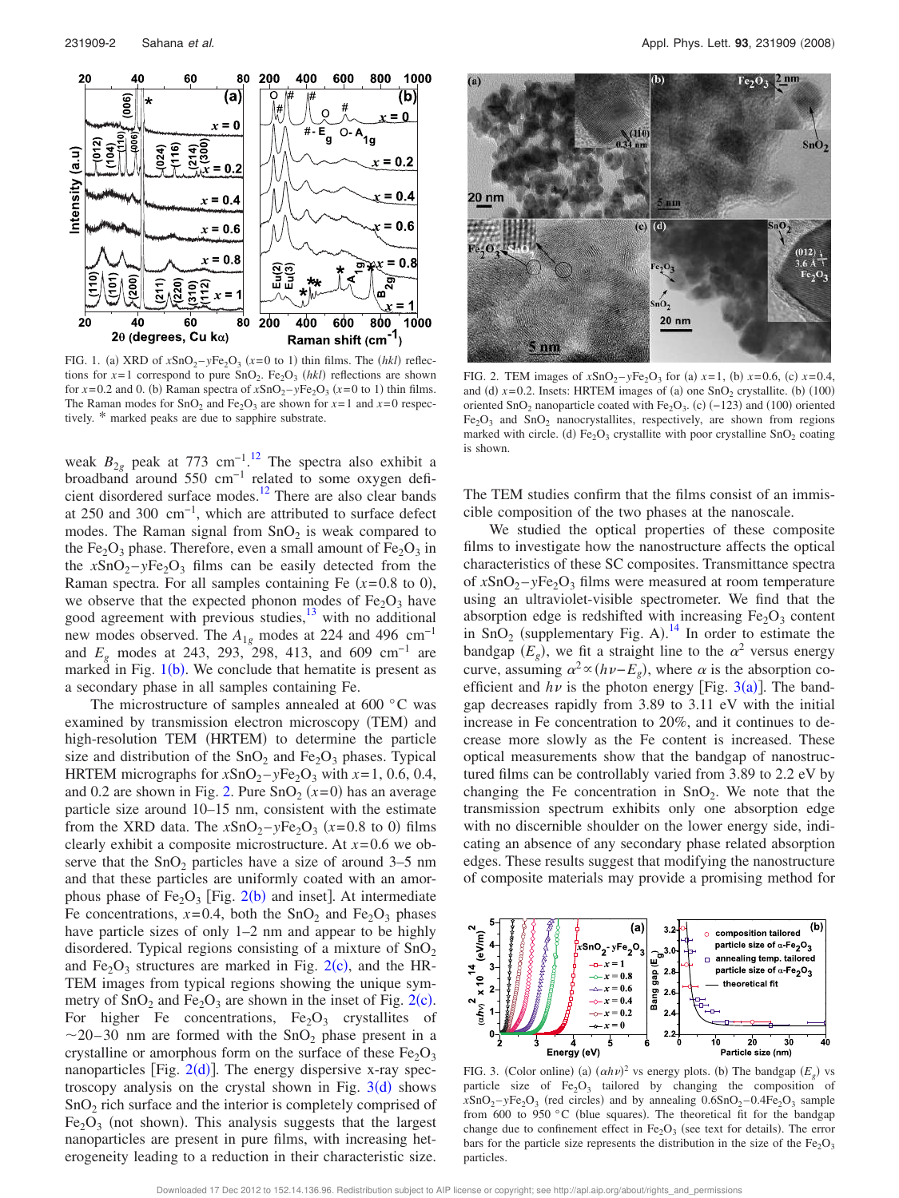FIG. 1. (a) XRD of $x\text{SnO}_2-y\text{Fe}_2\text{O}_3$ ($x$=0 to 1) thin films. The ($hkl$) reflections for $x$=1 correspond to pure $SnO_2$. $Fe_2O_3$ ($hkl$) reflections are shown for $x$=0.2 and 0. (b) Raman spectra of $x\text{SnO}_2-y\text{Fe}_2\text{O}_3$ ($x$=0 to 1) thin films. The Raman modes for $SnO_2$ and $Fe_2O_3$ are shown for $x$=1 and $x$=0 respectively. * marked peaks are due to sapphire substrate.

weak $B_{2g}$ peak at 773 $\text{cm}^{-1}$.[12] The spectra also exhibit a broadband around 550 $\text{cm}^{-1}$ related to some oxygen deficient disordered surface modes.[12] There are also clear bands at 250 and 300 $\text{cm}^{-1}$, which are attributed to surface defect modes. The Raman signal from $SnO_2$ is weak compared to the $Fe_2O_3$ phase. Therefore, even a small amount of $Fe_2O_3$ in the $x\text{SnO}_2-y\text{Fe}_2\text{O}_3$ films can be easily detected from the Raman spectra. For all samples containing Fe ($x$=0.8 to 0), we observe that the expected phonon modes of $Fe_2O_3$ have good agreement with previous studies,[13] with no additional new modes observed. The $A_{1g}$ modes at 224 and 496 $\text{cm}^{-1}$ and $E_g$ modes at 243, 293, 298, 413, and 609 $\text{cm}^{-1}$ are marked in Fig. 1(b). We conclude that hematite is present as a secondary phase in all samples containing Fe.

The microstructure of samples annealed at 600 °C was examined by transmission electron microscopy (TEM) and high-resolution TEM (HRTEM) to determine the particle size and distribution of the $SnO_2$ and $Fe_2O_3$ phases. Typical HRTEM micrographs for $x\text{SnO}_2-y\text{Fe}_2\text{O}_3$ with $x$=1, 0.6, 0.4, and 0.2 are shown in Fig. 2. Pure $SnO_2$ ($x$=0) has an average particle size around 10–15 nm, consistent with the estimate from the XRD data. The $x\text{SnO}_2-y\text{Fe}_2\text{O}_3$ ($x$=0.8 to 0) films clearly exhibit a composite microstructure. At $x$=0.6 we observe that the $SnO_2$ particles have a size of around 3–5 nm and that these particles are uniformly coated with an amorphous phase of $Fe_2O_3$ [Fig. 2(b) and inset]. At intermediate Fe concentrations, $x$=0.4, both the $SnO_2$ and $Fe_2O_3$ phases have particle sizes of only 1–2 nm and appear to be highly disordered. Typical regions consisting of a mixture of $SnO_2$ and $Fe_2O_3$ structures are marked in Fig. 2(c), and the HRTEM images from typical regions showing the unique symmetry of $SnO_2$ and $Fe_2O_3$ are shown in the inset of Fig. 2(c). For higher Fe concentrations, $Fe_2O_3$ crystallites of ~20–30 nm are formed with the $SnO_2$ phase present in a crystalline or amorphous form on the surface of these $Fe_2O_3$ nanoparticles [Fig. 2(d)]. The energy dispersive x-ray spectroscopy analysis on the crystal shown in Fig. 3(d) shows $SnO_2$ rich surface and the interior is completely comprised of $Fe_2O_3$ (not shown). This analysis suggests that the largest nanoparticles are present in pure films, with increasing heterogeneity leading to a reduction in their characteristic size.

FIG. 2. TEM images of $x\text{SnO}_2-y\text{Fe}_2\text{O}_3$ for (a) $x$=1, (b) $x$=0.6, (c) $x$=0.4, and (d) $x$=0.2. Insets: HRTEM images of (a) one $SnO_2$ crystallite. (b) (100) oriented $SnO_2$ nanoparticle coated with $Fe_2O_3$. (c) (−123) and (100) oriented $Fe_2O_3$ and $SnO_2$ nanocrystallites, respectively, are shown from regions marked with circle. (d) $Fe_2O_3$ crystallite with poor crystalline $SnO_2$ coating is shown.

The TEM studies confirm that the films consist of an immiscible composition of the two phases at the nanoscale.

We studied the optical properties of these composite films to investigate how the nanostructure affects the optical characteristics of these SC composites. Transmittance spectra of $x\text{SnO}_2-y\text{Fe}_2\text{O}_3$ films were measured at room temperature using an ultraviolet-visible spectrometer. We find that the absorption edge is redshifted with increasing $Fe_2O_3$ content in $SnO_2$ (supplementary Fig. A).[14] In order to estimate the bandgap ($E_g$), we fit a straight line to the $\alpha^2$ versus energy curve, assuming $\alpha^2 \propto (h\nu - E_g)$, where $\alpha$ is the absorption coefficient and $h\nu$ is the photon energy [Fig. 3(a)]. The bandgap decreases rapidly from 3.89 to 3.11 eV with the initial increase in Fe concentration to 20%, and it continues to decrease more slowly as the Fe content is increased. These optical measurements show that the bandgap of nanostructured films can be controllably varied from 3.89 to 2.2 eV by changing the Fe concentration in $SnO_2$. We note that the transmission spectrum exhibits only one absorption edge with no discernible shoulder on the lower energy side, indicating an absence of any secondary phase related absorption edges. These results suggest that modifying the nanostructure of composite materials may provide a promising method for

FIG. 3. (Color online) (a) $(\alpha h\nu)^2$ vs energy plots. (b) The bandgap ($E_g$) vs particle size of $Fe_2O_3$ tailored by changing the composition of $x\text{SnO}_2-y\text{Fe}_2\text{O}_3$ (red circles) and by annealing $0.6\text{SnO}_2-0.4\text{Fe}_2\text{O}_3$ sample from 600 to 950 °C (blue squares). The theoretical fit for the bandgap change due to confinement effect in $Fe_2O_3$ (see text for details). The error bars for the particle size represents the distribution in the size of the $Fe_2O_3$ particles.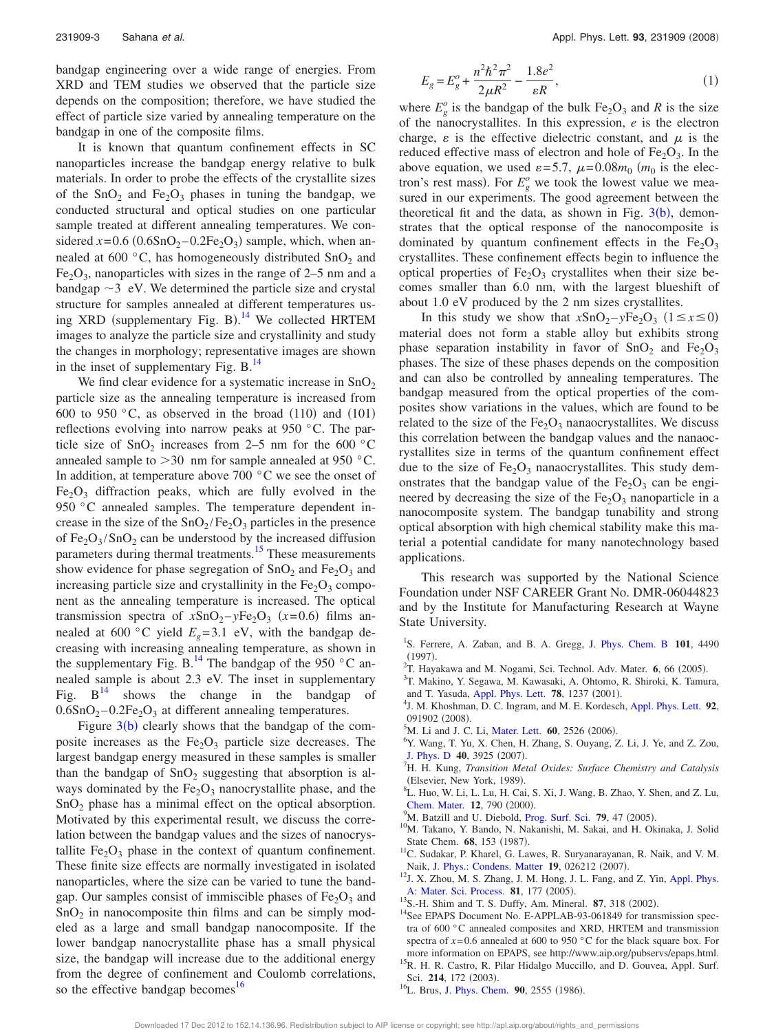bandgap engineering over a wide range of energies. From XRD and TEM studies we observed that the particle size depends on the composition; therefore, we have studied the effect of particle size varied by annealing temperature on the bandgap in one of the composite films.

It is known that quantum confinement effects in SC nanoparticles increase the bandgap energy relative to bulk materials. In order to probe the effects of the crystallite sizes of the $SnO_2$ and $Fe_2O_3$ phases in tuning the bandgap, we conducted structural and optical studies on one particular sample treated at different annealing temperatures. We considered $x=0.6$ $(0.6SnO_2-0.2Fe_2O_3)$ sample, which, when annealed at 600 °C, has homogeneously distributed $SnO_2$ and $Fe_2O_3$, nanoparticles with sizes in the range of 2–5 nm and a bandgap ~3 eV. We determined the particle size and crystal structure for samples annealed at different temperatures using XRD (supplementary Fig. B).[14] We collected HRTEM images to analyze the particle size and crystallinity and study the changes in morphology; representative images are shown in the inset of supplementary Fig. B.[14]

We find clear evidence for a systematic increase in $SnO_2$ particle size as the annealing temperature is increased from 600 to 950 °C, as observed in the broad (110) and (101) reflections evolving into narrow peaks at 950 °C. The particle size of $SnO_2$ increases from 2–5 nm for the 600 °C annealed sample to >30 nm for sample annealed at 950 °C. In addition, at temperature above 700 °C we see the onset of $Fe_2O_3$ diffraction peaks, which are fully evolved in the 950 °C annealed samples. The temperature dependent increase in the size of the $SnO_2/Fe_2O_3$ particles in the presence of $Fe_2O_3/SnO_2$ can be understood by the increased diffusion parameters during thermal treatments.[15] These measurements show evidence for phase segregation of $SnO_2$ and $Fe_2O_3$ and increasing particle size and crystallinity in the $Fe_2O_3$ component as the annealing temperature is increased. The optical transmission spectra of $xSnO_2-yFe_2O_3$ $(x=0.6)$ films annealed at 600 °C yield $E_g=3.1$ eV, with the bandgap decreasing with increasing annealing temperature, as shown in the supplementary Fig. B.[14] The bandgap of the 950 °C annealed sample is about 2.3 eV. The inset in supplementary Fig. B[14] shows the change in the bandgap of $0.6SnO_2-0.2Fe_2O_3$ at different annealing temperatures.

Figure 3(b) clearly shows that the bandgap of the composite increases as the $Fe_2O_3$ particle size decreases. The largest bandgap energy measured in these samples is smaller than the bandgap of $SnO_2$ suggesting that absorption is always dominated by the $Fe_2O_3$ nanocrystallite phase, and the $SnO_2$ phase has a minimal effect on the optical absorption. Motivated by this experimental result, we discuss the correlation between the bandgap values and the sizes of nanocrystallite $Fe_2O_3$ phase in the context of quantum confinement. These finite size effects are normally investigated in isolated nanoparticles, where the size can be varied to tune the bandgap. Our samples consist of immiscible phases of $Fe_2O_3$ and $SnO_2$ in nanocomposite thin films and can be simply modeled as a large and small bandgap nanocomposite. If the lower bandgap nanocrystallite phase has a small physical size, the bandgap will increase due to the additional energy from the degree of confinement and Coulomb correlations, so the effective bandgap becomes[16]

$$E_g = E_g^o + \frac{n^2\hbar^2\pi^2}{2\mu R^2} - \frac{1.8e^2}{\varepsilon R}, \tag{1}$$

where $E_g^o$ is the bandgap of the bulk $Fe_2O_3$ and $R$ is the size of the nanocrystallites. In this expression, $e$ is the electron charge, $\varepsilon$ is the effective dielectric constant, and $\mu$ is the reduced effective mass of electron and hole of $Fe_2O_3$. In the above equation, we used $\varepsilon=5.7$, $\mu=0.08m_0$ ($m_0$ is the electron's rest mass). For $E_g^o$ we took the lowest value we measured in our experiments. The good agreement between the theoretical fit and the data, as shown in Fig. 3(b), demonstrates that the optical response of the nanocomposite is dominated by quantum confinement effects in the $Fe_2O_3$ crystallites. These confinement effects begin to influence the optical properties of $Fe_2O_3$ crystallites when their size becomes smaller than 6.0 nm, with the largest blueshift of about 1.0 eV produced by the 2 nm sizes crystallites.

In this study we show that $xSnO_2-yFe_2O_3$ $(1\leq x\leq 0)$ material does not form a stable alloy but exhibits strong phase separation instability in favor of $SnO_2$ and $Fe_2O_3$ phases. The size of these phases depends on the composition and can also be controlled by annealing temperatures. The bandgap measured from the optical properties of the composites show variations in the values, which are found to be related to the size of the $Fe_2O_3$ nanaocrystallites. We discuss this correlation between the bandgap values and the nanaocrystallites size in terms of the quantum confinement effect due to the size of $Fe_2O_3$ nanaocrystallites. This study demonstrates that the bandgap value of the $Fe_2O_3$ can be engineered by decreasing the size of the $Fe_2O_3$ nanoparticle in a nanocomposite system. The bandgap tunability and strong optical absorption with high chemical stability make this material a potential candidate for many nanotechnology based applications.

This research was supported by the National Science Foundation under NSF CAREER Grant No. DMR-06044823 and by the Institute for Manufacturing Research at Wayne State University.

[1] S. Ferrere, A. Zaban, and B. A. Gregg, J. Phys. Chem. B **101**, 4490 (1997).
[2] T. Hayakawa and M. Nogami, Sci. Technol. Adv. Mater. **6**, 66 (2005).
[3] T. Makino, Y. Segawa, M. Kawasaki, A. Ohtomo, R. Shiroki, K. Tamura, and T. Yasuda, Appl. Phys. Lett. **78**, 1237 (2001).
[4] J. M. Khoshman, D. C. Ingram, and M. E. Kordesch, Appl. Phys. Lett. **92**, 091902 (2008).
[5] M. Li and J. C. Li, Mater. Lett. **60**, 2526 (2006).
[6] Y. Wang, T. Yu, X. Chen, H. Zhang, S. Ouyang, Z. Li, J. Ye, and Z. Zou, J. Phys. D **40**, 3925 (2007).
[7] H. H. Kung, *Transition Metal Oxides: Surface Chemistry and Catalysis* (Elsevier, New York, 1989).
[8] L. Huo, W. Li, L. Lu, H. Cai, S. Xi, J. Wang, B. Zhao, Y. Shen, and Z. Lu, Chem. Mater. **12**, 790 (2000).
[9] M. Batzill and U. Diebold, Prog. Surf. Sci. **79**, 47 (2005).
[10] M. Takano, Y. Bando, N. Nakanishi, M. Sakai, and H. Okinaka, J. Solid State Chem. **68**, 153 (1987).
[11] C. Sudakar, P. Kharel, G. Lawes, R. Suryanarayanan, R. Naik, and V. M. Naik, J. Phys.: Condens. Matter **19**, 026212 (2007).
[12] J. X. Zhou, M. S. Zhang, J. M. Hong, J. L. Fang, and Z. Yin, Appl. Phys. A: Mater. Sci. Process. **81**, 177 (2005).
[13] S.-H. Shim and T. S. Duffy, Am. Mineral. **87**, 318 (2002).
[14] See EPAPS Document No. E-APPLAB-93-061849 for transmission spectra of 600 °C annealed composites and XRD, HRTEM and transmission spectra of $x=0.6$ annealed at 600 to 950 °C for the black square box. For more information on EPAPS, see http://www.aip.org/pubservs/epaps.html.
[15] R. H. R. Castro, R. Pilar Hidalgo Muccillo, and D. Gouvea, Appl. Surf. Sci. **214**, 172 (2003).
[16] L. Brus, J. Phys. Chem. **90**, 2555 (1986).